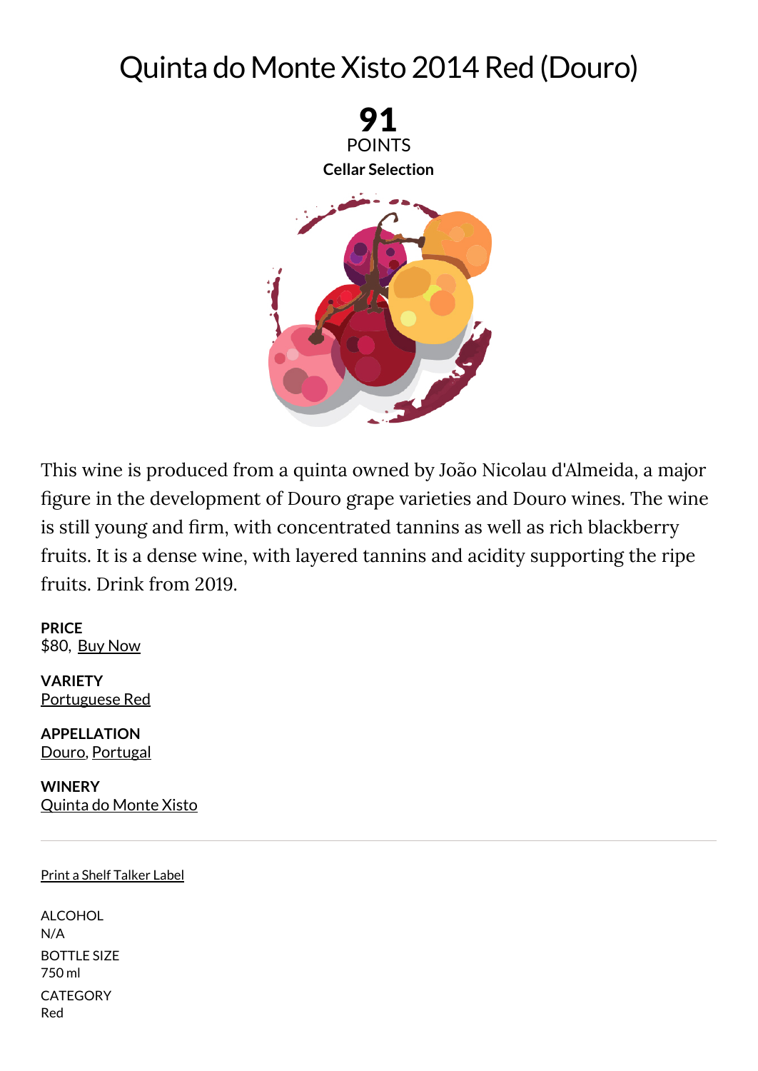# Quinta do Monte Xisto 2014 Red (Douro)

**91**

POINTS

**Cellar Selection**

This wine is produced from a quinta owned by João Nicolau d'Almeida, a major figure in the development of Douro grape varieties and Douro wines. The wine is still young and firm, with concentrated tannins as well as rich blackberry fruits. It is a dense wine, with layered tannins and acidity supporting the ripe fruits. Drink from 2019.

**PRICE**
$80, Buy Now

**VARIETY**
Portuguese Red

**APPELLATION**
Douro, Portugal

**WINERY**
Quinta do Monte Xisto

---

Print a Shelf Talker Label

ALCOHOL
N/A

BOTTLE SIZE
750 ml

CATEGORY
Red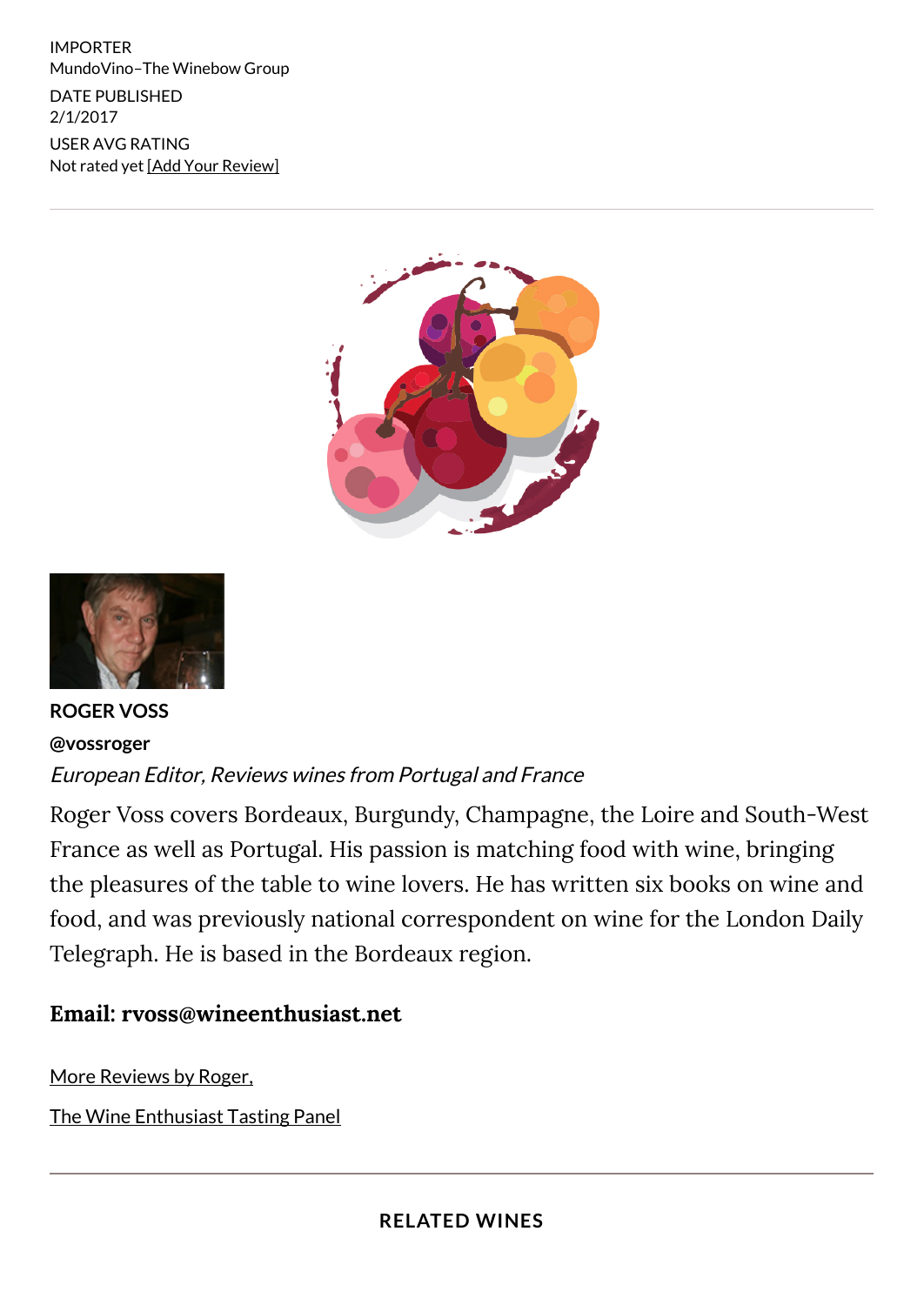IMPORTER
MundoVino–The Winebow Group

DATE PUBLISHED
2/1/2017

USER AVG RATING
Not rated yet [Add Your Review]

---

**ROGER VOSS**

**@vossroger**

*European Editor, Reviews wines from Portugal and France*

Roger Voss covers Bordeaux, Burgundy, Champagne, the Loire and South-West France as well as Portugal. His passion is matching food with wine, bringing the pleasures of the table to wine lovers. He has written six books on wine and food, and was previously national correspondent on wine for the London Daily Telegraph. He is based in the Bordeaux region.

**Email: rvoss@wineenthusiast.net**

More Reviews by Roger,

The Wine Enthusiast Tasting Panel

---

**RELATED WINES**